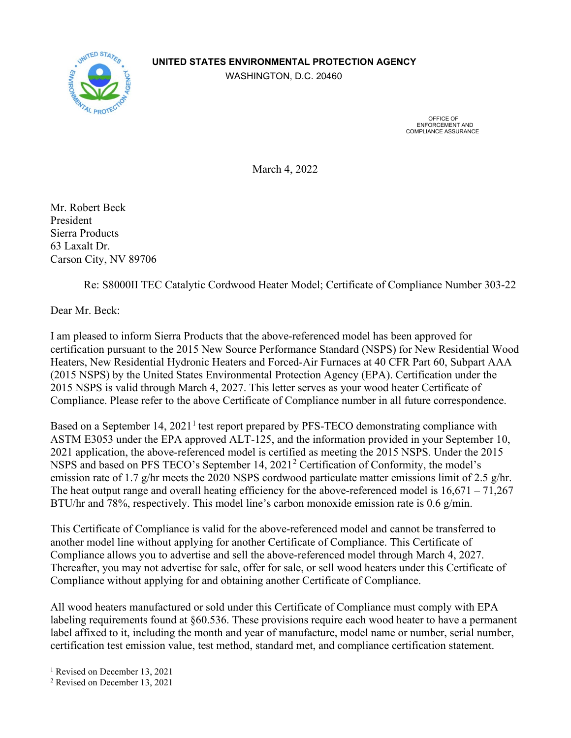**UNITED STATES ENVIRONMENTAL PROTECTION AGENCY**
WASHINGTON, D.C. 20460

OFFICE OF
ENFORCEMENT AND
COMPLIANCE ASSURANCE

March 4, 2022

Mr. Robert Beck
President
Sierra Products
63 Laxalt Dr.
Carson City, NV 89706

Re: S8000II TEC Catalytic Cordwood Heater Model; Certificate of Compliance Number 303-22

Dear Mr. Beck:

I am pleased to inform Sierra Products that the above-referenced model has been approved for certification pursuant to the 2015 New Source Performance Standard (NSPS) for New Residential Wood Heaters, New Residential Hydronic Heaters and Forced-Air Furnaces at 40 CFR Part 60, Subpart AAA (2015 NSPS) by the United States Environmental Protection Agency (EPA). Certification under the 2015 NSPS is valid through March 4, 2027. This letter serves as your wood heater Certificate of Compliance. Please refer to the above Certificate of Compliance number in all future correspondence.

Based on a September 14, 2021[1] test report prepared by PFS-TECO demonstrating compliance with ASTM E3053 under the EPA approved ALT-125, and the information provided in your September 10, 2021 application, the above-referenced model is certified as meeting the 2015 NSPS. Under the 2015 NSPS and based on PFS TECO's September 14, 2021[2] Certification of Conformity, the model's emission rate of 1.7 g/hr meets the 2020 NSPS cordwood particulate matter emissions limit of 2.5 g/hr. The heat output range and overall heating efficiency for the above-referenced model is 16,671 – 71,267 BTU/hr and 78%, respectively. This model line's carbon monoxide emission rate is 0.6 g/min.

This Certificate of Compliance is valid for the above-referenced model and cannot be transferred to another model line without applying for another Certificate of Compliance. This Certificate of Compliance allows you to advertise and sell the above-referenced model through March 4, 2027. Thereafter, you may not advertise for sale, offer for sale, or sell wood heaters under this Certificate of Compliance without applying for and obtaining another Certificate of Compliance.

All wood heaters manufactured or sold under this Certificate of Compliance must comply with EPA labeling requirements found at §60.536. These provisions require each wood heater to have a permanent label affixed to it, including the month and year of manufacture, model name or number, serial number, certification test emission value, test method, standard met, and compliance certification statement.

[1] Revised on December 13, 2021
[2] Revised on December 13, 2021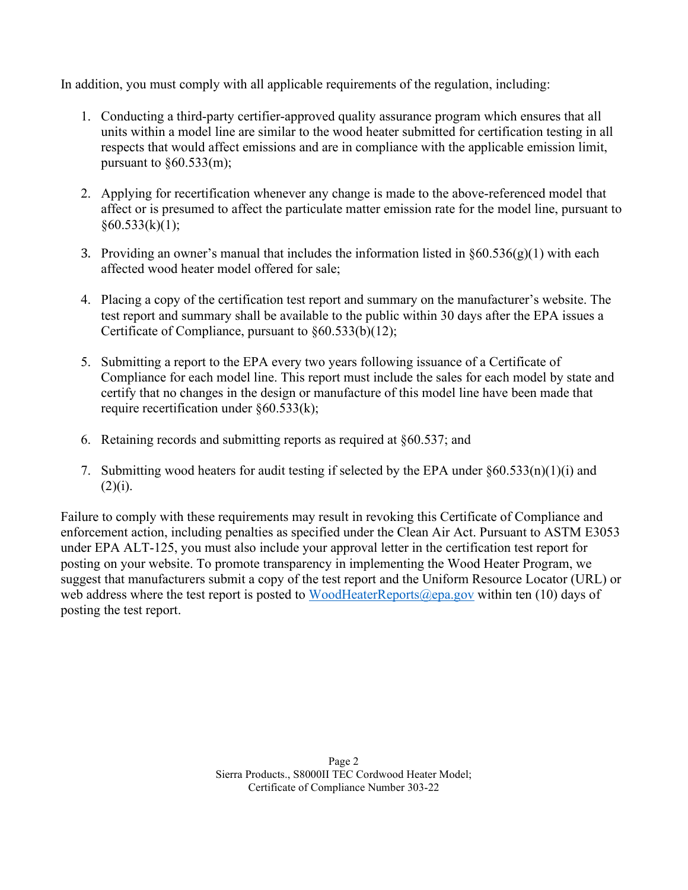In addition, you must comply with all applicable requirements of the regulation, including:

1. Conducting a third-party certifier-approved quality assurance program which ensures that all units within a model line are similar to the wood heater submitted for certification testing in all respects that would affect emissions and are in compliance with the applicable emission limit, pursuant to §60.533(m);

2. Applying for recertification whenever any change is made to the above-referenced model that affect or is presumed to affect the particulate matter emission rate for the model line, pursuant to §60.533(k)(1);

3. Providing an owner's manual that includes the information listed in §60.536(g)(1) with each affected wood heater model offered for sale;

4. Placing a copy of the certification test report and summary on the manufacturer's website. The test report and summary shall be available to the public within 30 days after the EPA issues a Certificate of Compliance, pursuant to §60.533(b)(12);

5. Submitting a report to the EPA every two years following issuance of a Certificate of Compliance for each model line. This report must include the sales for each model by state and certify that no changes in the design or manufacture of this model line have been made that require recertification under §60.533(k);

6. Retaining records and submitting reports as required at §60.537; and

7. Submitting wood heaters for audit testing if selected by the EPA under §60.533(n)(1)(i) and (2)(i).

Failure to comply with these requirements may result in revoking this Certificate of Compliance and enforcement action, including penalties as specified under the Clean Air Act. Pursuant to ASTM E3053 under EPA ALT-125, you must also include your approval letter in the certification test report for posting on your website. To promote transparency in implementing the Wood Heater Program, we suggest that manufacturers submit a copy of the test report and the Uniform Resource Locator (URL) or web address where the test report is posted to WoodHeaterReports@epa.gov within ten (10) days of posting the test report.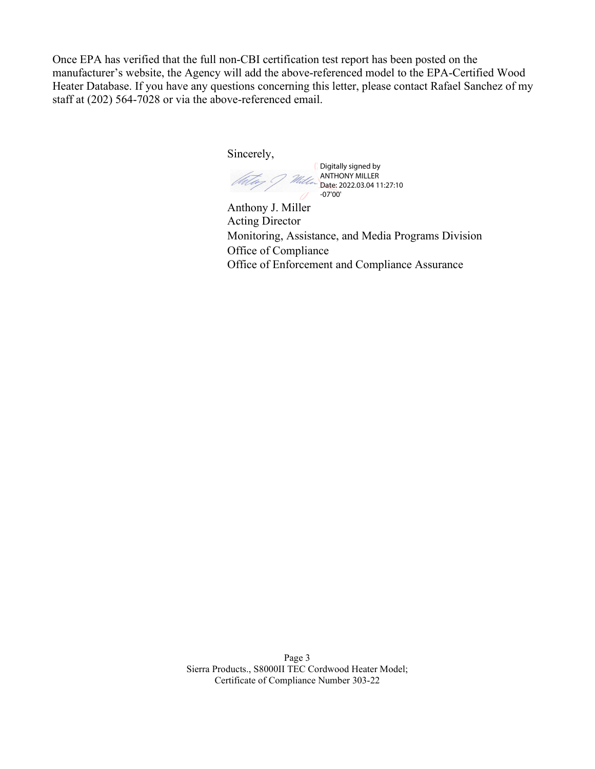Once EPA has verified that the full non-CBI certification test report has been posted on the manufacturer's website, the Agency will add the above-referenced model to the EPA-Certified Wood Heater Database. If you have any questions concerning this letter, please contact Rafael Sanchez of my staff at (202) 564-7028 or via the above-referenced email.

Sincerely,

Digitally signed by ANTHONY MILLER
Date: 2022.03.04 11:27:10 -07'00'

Anthony J. Miller
Acting Director
Monitoring, Assistance, and Media Programs Division
Office of Compliance
Office of Enforcement and Compliance Assurance

Sierra Products., S8000II TEC Cordwood Heater Model;
Certificate of Compliance Number 303-22